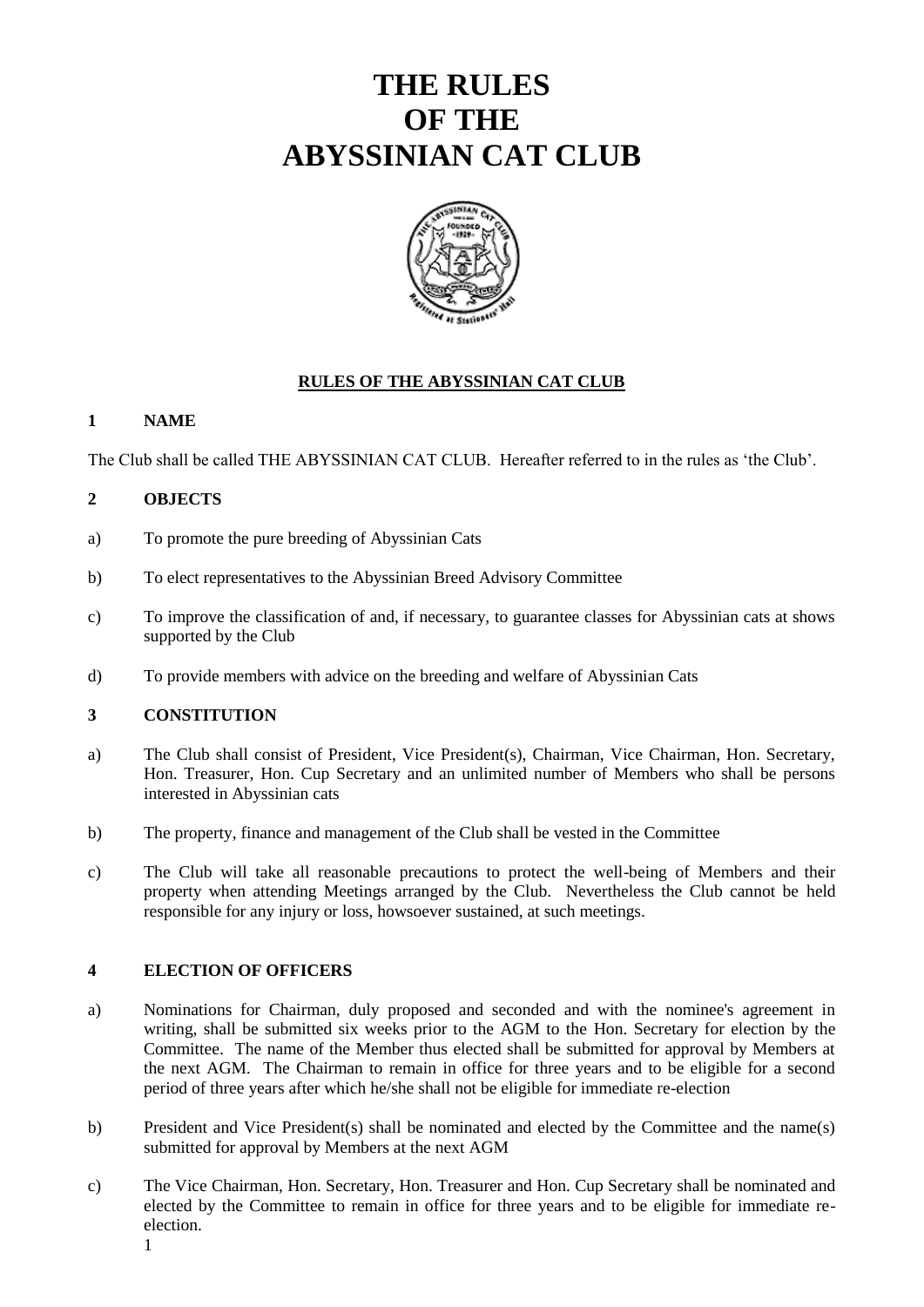# THE RULES OF THE ABYSSINIAN CAT CLUB

## RULES OF THE ABYSSINIAN CAT CLUB

### 1 NAME

The Club shall be called THE ABYSSINIAN CAT CLUB. Hereafter referred to in the rules as 'the Club'.

### 2 OBJECTS

a) To promote the pure breeding of Abyssinian Cats

b) To elect representatives to the Abyssinian Breed Advisory Committee

c) To improve the classification of and, if necessary, to guarantee classes for Abyssinian cats at shows supported by the Club

d) To provide members with advice on the breeding and welfare of Abyssinian Cats

### 3 CONSTITUTION

a) The Club shall consist of President, Vice President(s), Chairman, Vice Chairman, Hon. Secretary, Hon. Treasurer, Hon. Cup Secretary and an unlimited number of Members who shall be persons interested in Abyssinian cats

b) The property, finance and management of the Club shall be vested in the Committee

c) The Club will take all reasonable precautions to protect the well-being of Members and their property when attending Meetings arranged by the Club. Nevertheless the Club cannot be held responsible for any injury or loss, howsoever sustained, at such meetings.

### 4 ELECTION OF OFFICERS

a) Nominations for Chairman, duly proposed and seconded and with the nominee's agreement in writing, shall be submitted six weeks prior to the AGM to the Hon. Secretary for election by the Committee. The name of the Member thus elected shall be submitted for approval by Members at the next AGM. The Chairman to remain in office for three years and to be eligible for a second period of three years after which he/she shall not be eligible for immediate re-election

b) President and Vice President(s) shall be nominated and elected by the Committee and the name(s) submitted for approval by Members at the next AGM

c) The Vice Chairman, Hon. Secretary, Hon. Treasurer and Hon. Cup Secretary shall be nominated and elected by the Committee to remain in office for three years and to be eligible for immediate re-election.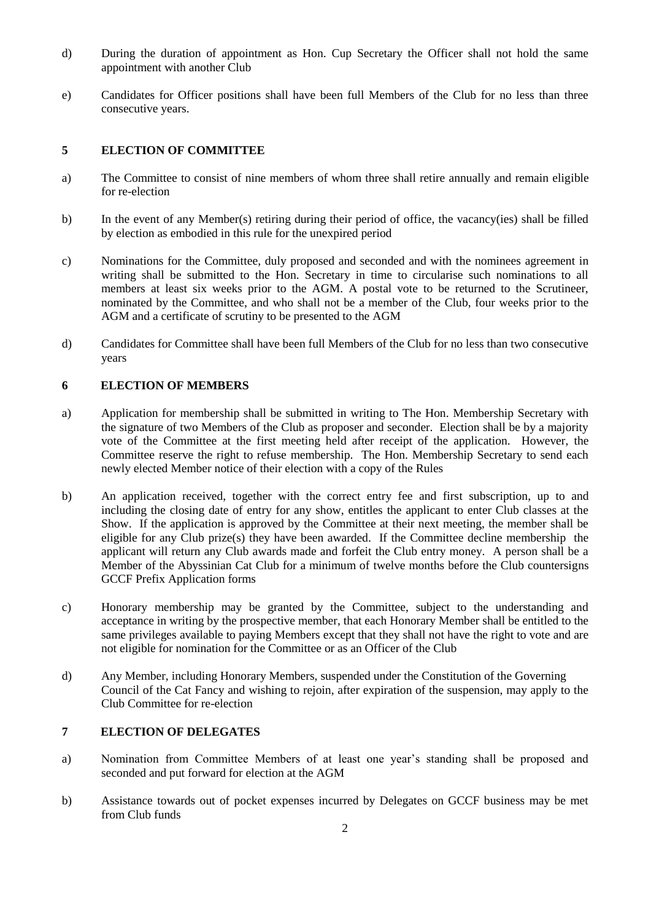d) During the duration of appointment as Hon. Cup Secretary the Officer shall not hold the same appointment with another Club

e) Candidates for Officer positions shall have been full Members of the Club for no less than three consecutive years.

## 5 ELECTION OF COMMITTEE

a) The Committee to consist of nine members of whom three shall retire annually and remain eligible for re-election

b) In the event of any Member(s) retiring during their period of office, the vacancy(ies) shall be filled by election as embodied in this rule for the unexpired period

c) Nominations for the Committee, duly proposed and seconded and with the nominees agreement in writing shall be submitted to the Hon. Secretary in time to circularise such nominations to all members at least six weeks prior to the AGM. A postal vote to be returned to the Scrutineer, nominated by the Committee, and who shall not be a member of the Club, four weeks prior to the AGM and a certificate of scrutiny to be presented to the AGM

d) Candidates for Committee shall have been full Members of the Club for no less than two consecutive years

## 6 ELECTION OF MEMBERS

a) Application for membership shall be submitted in writing to The Hon. Membership Secretary with the signature of two Members of the Club as proposer and seconder. Election shall be by a majority vote of the Committee at the first meeting held after receipt of the application. However, the Committee reserve the right to refuse membership. The Hon. Membership Secretary to send each newly elected Member notice of their election with a copy of the Rules

b) An application received, together with the correct entry fee and first subscription, up to and including the closing date of entry for any show, entitles the applicant to enter Club classes at the Show. If the application is approved by the Committee at their next meeting, the member shall be eligible for any Club prize(s) they have been awarded. If the Committee decline membership the applicant will return any Club awards made and forfeit the Club entry money. A person shall be a Member of the Abyssinian Cat Club for a minimum of twelve months before the Club countersigns GCCF Prefix Application forms

c) Honorary membership may be granted by the Committee, subject to the understanding and acceptance in writing by the prospective member, that each Honorary Member shall be entitled to the same privileges available to paying Members except that they shall not have the right to vote and are not eligible for nomination for the Committee or as an Officer of the Club

d) Any Member, including Honorary Members, suspended under the Constitution of the Governing Council of the Cat Fancy and wishing to rejoin, after expiration of the suspension, may apply to the Club Committee for re-election

## 7 ELECTION OF DELEGATES

a) Nomination from Committee Members of at least one year's standing shall be proposed and seconded and put forward for election at the AGM

b) Assistance towards out of pocket expenses incurred by Delegates on GCCF business may be met from Club funds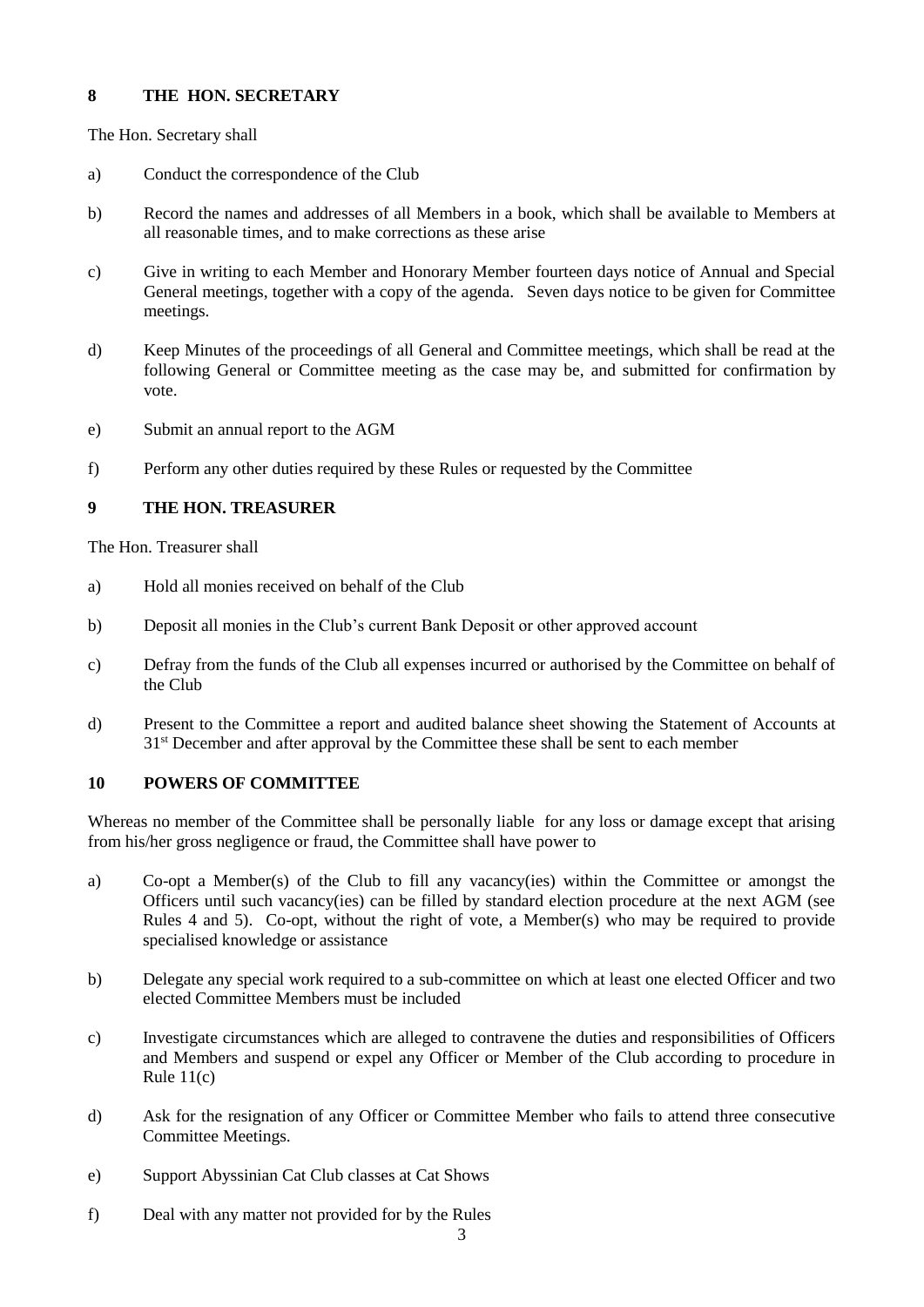## 8 THE HON. SECRETARY

The Hon. Secretary shall

a) Conduct the correspondence of the Club

b) Record the names and addresses of all Members in a book, which shall be available to Members at all reasonable times, and to make corrections as these arise

c) Give in writing to each Member and Honorary Member fourteen days notice of Annual and Special General meetings, together with a copy of the agenda. Seven days notice to be given for Committee meetings.

d) Keep Minutes of the proceedings of all General and Committee meetings, which shall be read at the following General or Committee meeting as the case may be, and submitted for confirmation by vote.

e) Submit an annual report to the AGM

f) Perform any other duties required by these Rules or requested by the Committee

## 9 THE HON. TREASURER

The Hon. Treasurer shall

a) Hold all monies received on behalf of the Club

b) Deposit all monies in the Club's current Bank Deposit or other approved account

c) Defray from the funds of the Club all expenses incurred or authorised by the Committee on behalf of the Club

d) Present to the Committee a report and audited balance sheet showing the Statement of Accounts at 31st December and after approval by the Committee these shall be sent to each member

## 10 POWERS OF COMMITTEE

Whereas no member of the Committee shall be personally liable for any loss or damage except that arising from his/her gross negligence or fraud, the Committee shall have power to

a) Co-opt a Member(s) of the Club to fill any vacancy(ies) within the Committee or amongst the Officers until such vacancy(ies) can be filled by standard election procedure at the next AGM (see Rules 4 and 5). Co-opt, without the right of vote, a Member(s) who may be required to provide specialised knowledge or assistance

b) Delegate any special work required to a sub-committee on which at least one elected Officer and two elected Committee Members must be included

c) Investigate circumstances which are alleged to contravene the duties and responsibilities of Officers and Members and suspend or expel any Officer or Member of the Club according to procedure in Rule 11(c)

d) Ask for the resignation of any Officer or Committee Member who fails to attend three consecutive Committee Meetings.

e) Support Abyssinian Cat Club classes at Cat Shows

f) Deal with any matter not provided for by the Rules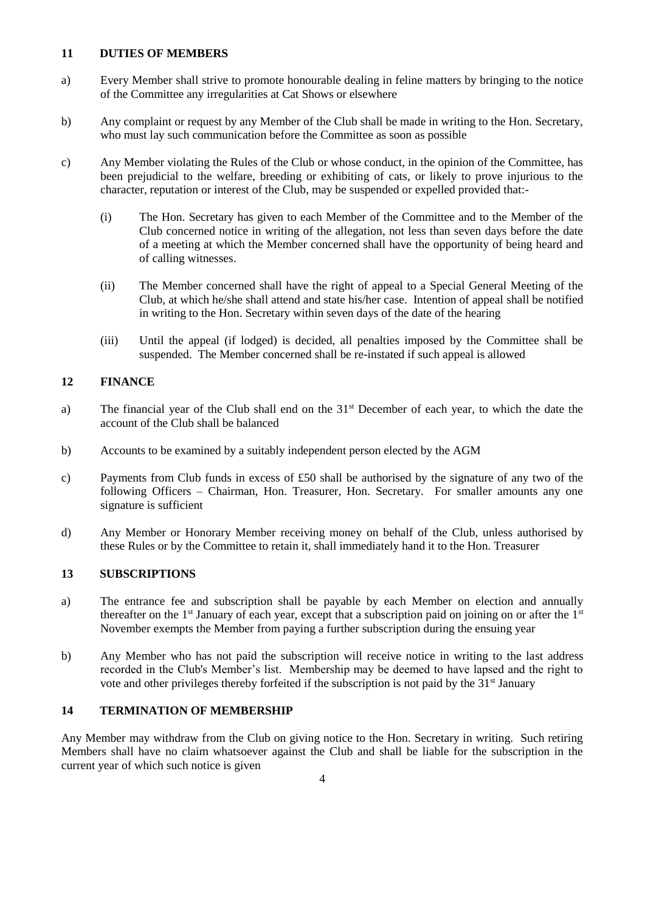## 11 DUTIES OF MEMBERS

a) Every Member shall strive to promote honourable dealing in feline matters by bringing to the notice of the Committee any irregularities at Cat Shows or elsewhere

b) Any complaint or request by any Member of the Club shall be made in writing to the Hon. Secretary, who must lay such communication before the Committee as soon as possible

c) Any Member violating the Rules of the Club or whose conduct, in the opinion of the Committee, has been prejudicial to the welfare, breeding or exhibiting of cats, or likely to prove injurious to the character, reputation or interest of the Club, may be suspended or expelled provided that:-

   (i) The Hon. Secretary has given to each Member of the Committee and to the Member of the Club concerned notice in writing of the allegation, not less than seven days before the date of a meeting at which the Member concerned shall have the opportunity of being heard and of calling witnesses.

   (ii) The Member concerned shall have the right of appeal to a Special General Meeting of the Club, at which he/she shall attend and state his/her case. Intention of appeal shall be notified in writing to the Hon. Secretary within seven days of the date of the hearing

   (iii) Until the appeal (if lodged) is decided, all penalties imposed by the Committee shall be suspended. The Member concerned shall be re-instated if such appeal is allowed

## 12 FINANCE

a) The financial year of the Club shall end on the 31st December of each year, to which the date the account of the Club shall be balanced

b) Accounts to be examined by a suitably independent person elected by the AGM

c) Payments from Club funds in excess of £50 shall be authorised by the signature of any two of the following Officers – Chairman, Hon. Treasurer, Hon. Secretary. For smaller amounts any one signature is sufficient

d) Any Member or Honorary Member receiving money on behalf of the Club, unless authorised by these Rules or by the Committee to retain it, shall immediately hand it to the Hon. Treasurer

## 13 SUBSCRIPTIONS

a) The entrance fee and subscription shall be payable by each Member on election and annually thereafter on the 1st January of each year, except that a subscription paid on joining on or after the 1st November exempts the Member from paying a further subscription during the ensuing year

b) Any Member who has not paid the subscription will receive notice in writing to the last address recorded in the Club's Member's list. Membership may be deemed to have lapsed and the right to vote and other privileges thereby forfeited if the subscription is not paid by the 31st January

## 14 TERMINATION OF MEMBERSHIP

Any Member may withdraw from the Club on giving notice to the Hon. Secretary in writing. Such retiring Members shall have no claim whatsoever against the Club and shall be liable for the subscription in the current year of which such notice is given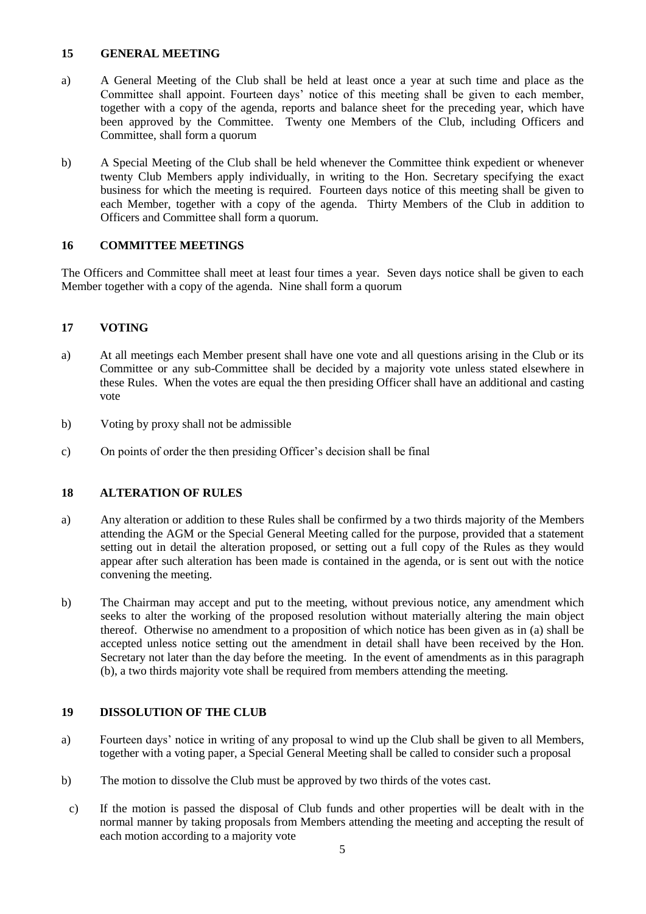## 15 GENERAL MEETING

a) A General Meeting of the Club shall be held at least once a year at such time and place as the Committee shall appoint. Fourteen days' notice of this meeting shall be given to each member, together with a copy of the agenda, reports and balance sheet for the preceding year, which have been approved by the Committee. Twenty one Members of the Club, including Officers and Committee, shall form a quorum

b) A Special Meeting of the Club shall be held whenever the Committee think expedient or whenever twenty Club Members apply individually, in writing to the Hon. Secretary specifying the exact business for which the meeting is required. Fourteen days notice of this meeting shall be given to each Member, together with a copy of the agenda. Thirty Members of the Club in addition to Officers and Committee shall form a quorum.

## 16 COMMITTEE MEETINGS

The Officers and Committee shall meet at least four times a year. Seven days notice shall be given to each Member together with a copy of the agenda. Nine shall form a quorum

## 17 VOTING

a) At all meetings each Member present shall have one vote and all questions arising in the Club or its Committee or any sub-Committee shall be decided by a majority vote unless stated elsewhere in these Rules. When the votes are equal the then presiding Officer shall have an additional and casting vote

b) Voting by proxy shall not be admissible

c) On points of order the then presiding Officer's decision shall be final

## 18 ALTERATION OF RULES

a) Any alteration or addition to these Rules shall be confirmed by a two thirds majority of the Members attending the AGM or the Special General Meeting called for the purpose, provided that a statement setting out in detail the alteration proposed, or setting out a full copy of the Rules as they would appear after such alteration has been made is contained in the agenda, or is sent out with the notice convening the meeting.

b) The Chairman may accept and put to the meeting, without previous notice, any amendment which seeks to alter the working of the proposed resolution without materially altering the main object thereof. Otherwise no amendment to a proposition of which notice has been given as in (a) shall be accepted unless notice setting out the amendment in detail shall have been received by the Hon. Secretary not later than the day before the meeting. In the event of amendments as in this paragraph (b), a two thirds majority vote shall be required from members attending the meeting.

## 19 DISSOLUTION OF THE CLUB

a) Fourteen days' notice in writing of any proposal to wind up the Club shall be given to all Members, together with a voting paper, a Special General Meeting shall be called to consider such a proposal

b) The motion to dissolve the Club must be approved by two thirds of the votes cast.

c) If the motion is passed the disposal of Club funds and other properties will be dealt with in the normal manner by taking proposals from Members attending the meeting and accepting the result of each motion according to a majority vote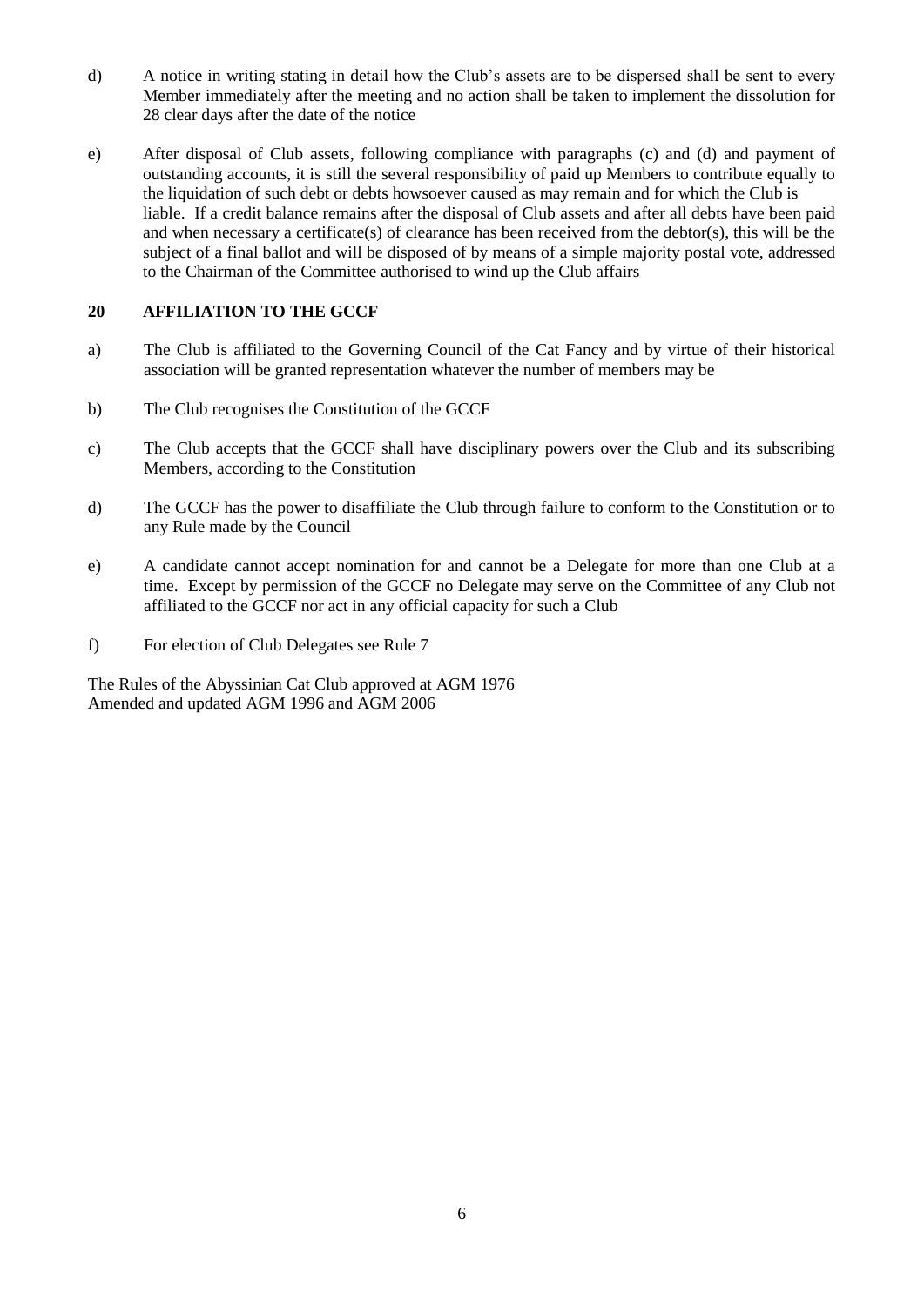d) A notice in writing stating in detail how the Club's assets are to be dispersed shall be sent to every Member immediately after the meeting and no action shall be taken to implement the dissolution for 28 clear days after the date of the notice

e) After disposal of Club assets, following compliance with paragraphs (c) and (d) and payment of outstanding accounts, it is still the several responsibility of paid up Members to contribute equally to the liquidation of such debt or debts howsoever caused as may remain and for which the Club is liable. If a credit balance remains after the disposal of Club assets and after all debts have been paid and when necessary a certificate(s) of clearance has been received from the debtor(s), this will be the subject of a final ballot and will be disposed of by means of a simple majority postal vote, addressed to the Chairman of the Committee authorised to wind up the Club affairs

## 20 AFFILIATION TO THE GCCF

a) The Club is affiliated to the Governing Council of the Cat Fancy and by virtue of their historical association will be granted representation whatever the number of members may be

b) The Club recognises the Constitution of the GCCF

c) The Club accepts that the GCCF shall have disciplinary powers over the Club and its subscribing Members, according to the Constitution

d) The GCCF has the power to disaffiliate the Club through failure to conform to the Constitution or to any Rule made by the Council

e) A candidate cannot accept nomination for and cannot be a Delegate for more than one Club at a time. Except by permission of the GCCF no Delegate may serve on the Committee of any Club not affiliated to the GCCF nor act in any official capacity for such a Club

f) For election of Club Delegates see Rule 7

The Rules of the Abyssinian Cat Club approved at AGM 1976
Amended and updated AGM 1996 and AGM 2006